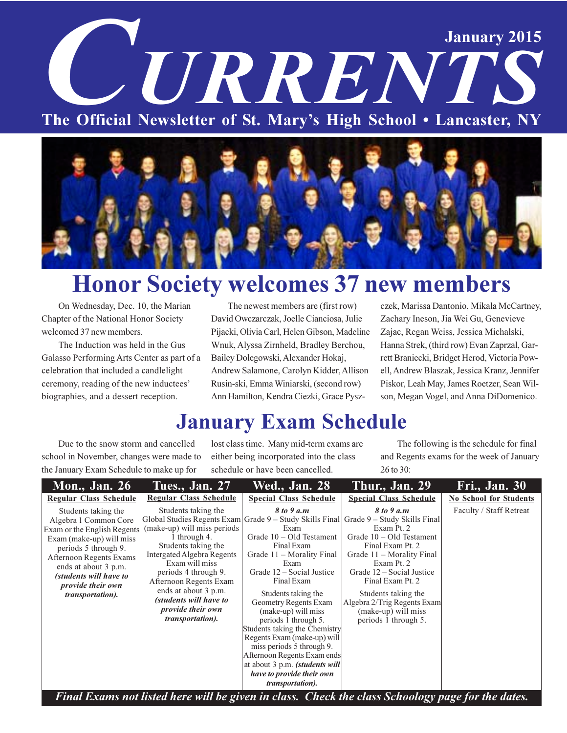# CURRENTS

January 2015

The Official Newsletter of St. Mary's High School • Lancaster, NY

## Honor Society welcomes 37 new members

On Wednesday, Dec. 10, the Marian Chapter of the National Honor Society welcomed 37 new members.

The Induction was held in the Gus Galasso Performing Arts Center as part of a celebration that included a candlelight ceremony, reading of the new inductees' biographies, and a dessert reception.

The newest members are (first row) David Owczarczak, Joelle Cianciosa, Julie Pijacki, Olivia Carl, Helen Gibson, Madeline Wnuk, Alyssa Zirnheld, Bradley Berchou, Bailey Dolegowski, Alexander Hokaj, Andrew Salamone, Carolyn Kidder, Allison Rusin-ski, Emma Winiarski, (second row) Ann Hamilton, Kendra Ciezki, Grace Pyszczek, Marissa Dantonio, Mikala McCartney, Zachary Ineson, Jia Wei Gu, Genevieve Zajac, Regan Weiss, Jessica Michalski, Hanna Strek, (third row) Evan Zaprzal, Garrett Braniecki, Bridget Herod, Victoria Powell, Andrew Blaszak, Jessica Kranz, Jennifer Piskor, Leah May, James Roetzer, Sean Wilson, Megan Vogel, and Anna DiDomenico.

## January Exam Schedule

Due to the snow storm and cancelled school in November, changes were made to the January Exam Schedule to make up for lost class time. Many mid-term exams are either being incorporated into the class schedule or have been cancelled.

The following is the schedule for final and Regents exams for the week of January 26 to 30:

| Mon., Jan. 26 | Tues., Jan. 27 | Wed., Jan. 28 | Thur., Jan. 29 | Fri., Jan. 30 |
|---|---|---|---|---|
| **Regular Class Schedule** | **Regular Class Schedule** | **Special Class Schedule** | **Special Class Schedule** | **No School for Students** |
| Students taking the Algebra 1 Common Core Exam or the English Regents Exam (make-up) will miss periods 5 through 9. Afternoon Regents Exams ends at about 3 p.m. ***(students will have to provide their own transportation).*** | Students taking the Global Studies Regents Exam (make-up) will miss periods 1 through 4. Students taking the Intergated Algebra Regents Exam will miss periods 4 through 9. Afternoon Regents Exam ends at about 3 p.m. ***(students will have to provide their own transportation).*** | ***8 to 9 a.m*** Grade 9 – Study Skills Final Exam Grade 10 – Old Testament Final Exam Grade 11 – Morality Final Exam Grade 12 – Social Justice Final Exam Students taking the Geometry Regents Exam (make-up) will miss periods 1 through 5. Students taking the Chemistry Regents Exam (make-up) will miss periods 5 through 9. Afternoon Regents Exam ends at about 3 p.m. ***(students will have to provide their own transportation).*** | ***8 to 9 a.m*** Grade 9 – Study Skills Final Exam Pt. 2 Grade 10 – Old Testament Final Exam Pt. 2 Grade 11 – Morality Final Exam Pt. 2 Grade 12 – Social Justice Final Exam Pt. 2 Students taking the Algebra 2/Trig Regents Exam (make-up) will miss periods 1 through 5. | Faculty / Staff Retreat |

***Final Exams not listed here will be given in class. Check the class Schoology page for the dates.***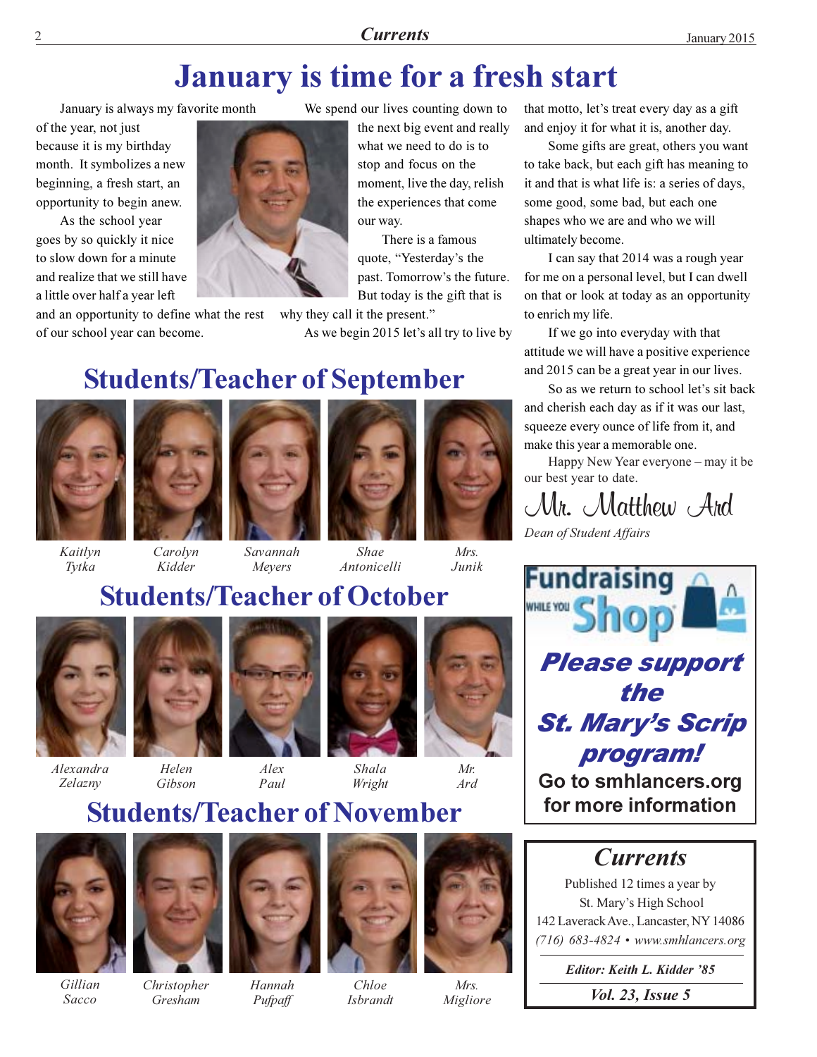# January is time for a fresh start

January is always my favorite month of the year, not just because it is my birthday month. It symbolizes a new beginning, a fresh start, an opportunity to begin anew.

As the school year goes by so quickly it nice to slow down for a minute and realize that we still have a little over half a year left and an opportunity to define what the rest of our school year can become.

We spend our lives counting down to the next big event and really what we need to do is to stop and focus on the moment, live the day, relish the experiences that come our way.

There is a famous quote, "Yesterday's the past. Tomorrow's the future. But today is the gift that is why they call it the present."

As we begin 2015 let's all try to live by that motto, let's treat every day as a gift and enjoy it for what it is, another day.

Some gifts are great, others you want to take back, but each gift has meaning to it and that is what life is: a series of days, some good, some bad, but each one shapes who we are and who we will ultimately become.

I can say that 2014 was a rough year for me on a personal level, but I can dwell on that or look at today as an opportunity to enrich my life.

If we go into everyday with that attitude we will have a positive experience and 2015 can be a great year in our lives.

So as we return to school let's sit back and cherish each day as if it was our last, squeeze every ounce of life from it, and make this year a memorable one.

Happy New Year everyone – may it be our best year to date.

Mr. Matthew Ard

*Dean of Student Affairs*

## Students/Teacher of September

*Kaitlyn Tytka* · *Carolyn Kidder* · *Savannah Meyers* · *Shae Antonicelli* · *Mrs. Junik*

## Students/Teacher of October

*Alexandra Zelazny* · *Helen Gibson* · *Alex Paul* · *Shala Wright* · *Mr. Ard*

## Students/Teacher of November

*Gillian Sacco* · *Christopher Gresham* · *Hannah Pufpaff* · *Chloe Isbrandt* · *Mrs. Migliore*

---

**Fundraising While You Shop**

***Please support the St. Mary's Scrip program!***

**Go to smhlancers.org for more information**

---

## *Currents*

Published 12 times a year by
St. Mary's High School
142 Laverack Ave., Lancaster, NY 14086
*(716) 683-4824 • www.smhlancers.org*

***Editor: Keith L. Kidder '85***

***Vol. 23, Issue 5***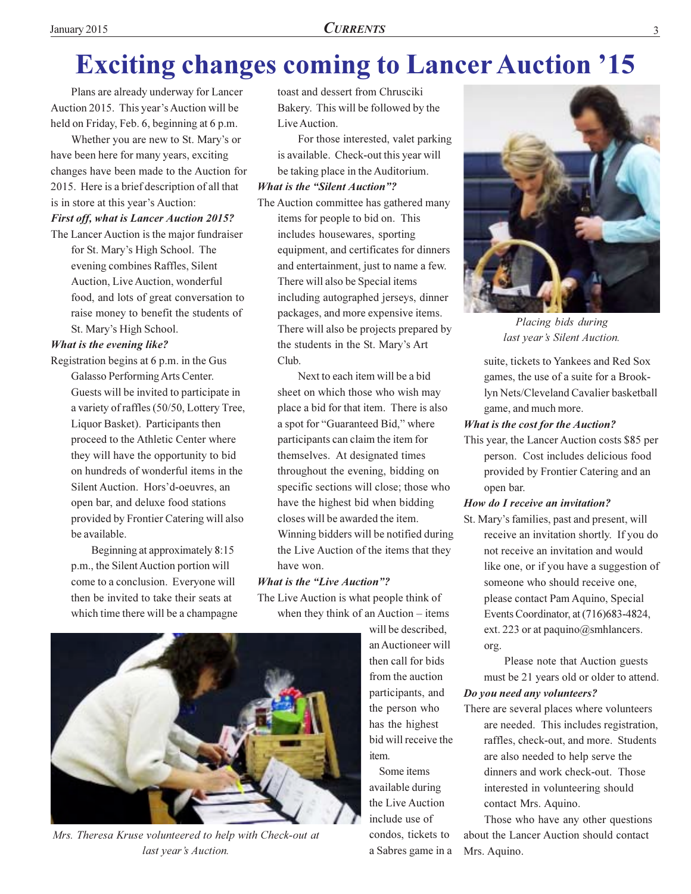# Exciting changes coming to Lancer Auction '15

Plans are already underway for Lancer Auction 2015. This year's Auction will be held on Friday, Feb. 6, beginning at 6 p.m.

Whether you are new to St. Mary's or have been here for many years, exciting changes have been made to the Auction for 2015. Here is a brief description of all that is in store at this year's Auction:

***First off, what is Lancer Auction 2015?***

The Lancer Auction is the major fundraiser for St. Mary's High School. The evening combines Raffles, Silent Auction, Live Auction, wonderful food, and lots of great conversation to raise money to benefit the students of St. Mary's High School.

***What is the evening like?***

Registration begins at 6 p.m. in the Gus Galasso Performing Arts Center. Guests will be invited to participate in a variety of raffles (50/50, Lottery Tree, Liquor Basket). Participants then proceed to the Athletic Center where they will have the opportunity to bid on hundreds of wonderful items in the Silent Auction. Hors'd-oeuvres, an open bar, and deluxe food stations provided by Frontier Catering will also be available.

Beginning at approximately 8:15 p.m., the Silent Auction portion will come to a conclusion. Everyone will then be invited to take their seats at which time there will be a champagne toast and dessert from Chrusciki Bakery. This will be followed by the Live Auction.

For those interested, valet parking is available. Check-out this year will be taking place in the Auditorium.

***What is the "Silent Auction"?***

The Auction committee has gathered many items for people to bid on. This includes housewares, sporting equipment, and certificates for dinners and entertainment, just to name a few. There will also be Special items including autographed jerseys, dinner packages, and more expensive items. There will also be projects prepared by the students in the St. Mary's Art Club.

Next to each item will be a bid sheet on which those who wish may place a bid for that item. There is also a spot for "Guaranteed Bid," where participants can claim the item for themselves. At designated times throughout the evening, bidding on specific sections will close; those who have the highest bid when bidding closes will be awarded the item. Winning bidders will be notified during the Live Auction of the items that they have won.

***What is the "Live Auction"?***

The Live Auction is what people think of when they think of an Auction – items will be described, an Auctioneer will then call for bids from the auction participants, and the person who has the highest bid will receive the item.

Some items available during the Live Auction include use of condos, tickets to a Sabres game in a suite, tickets to Yankees and Red Sox games, the use of a suite for a Brooklyn Nets/Cleveland Cavalier basketball game, and much more.

*Mrs. Theresa Kruse volunteered to help with Check-out at last year's Auction.*

*Placing bids during last year's Silent Auction.*

***What is the cost for the Auction?***

This year, the Lancer Auction costs $85 per person. Cost includes delicious food provided by Frontier Catering and an open bar.

***How do I receive an invitation?***

St. Mary's families, past and present, will receive an invitation shortly. If you do not receive an invitation and would like one, or if you have a suggestion of someone who should receive one, please contact Pam Aquino, Special Events Coordinator, at (716)683-4824, ext. 223 or at paquino@smhlancers.org.

Please note that Auction guests must be 21 years old or older to attend.

***Do you need any volunteers?***

There are several places where volunteers are needed. This includes registration, raffles, check-out, and more. Students are also needed to help serve the dinners and work check-out. Those interested in volunteering should contact Mrs. Aquino.

Those who have any other questions about the Lancer Auction should contact Mrs. Aquino.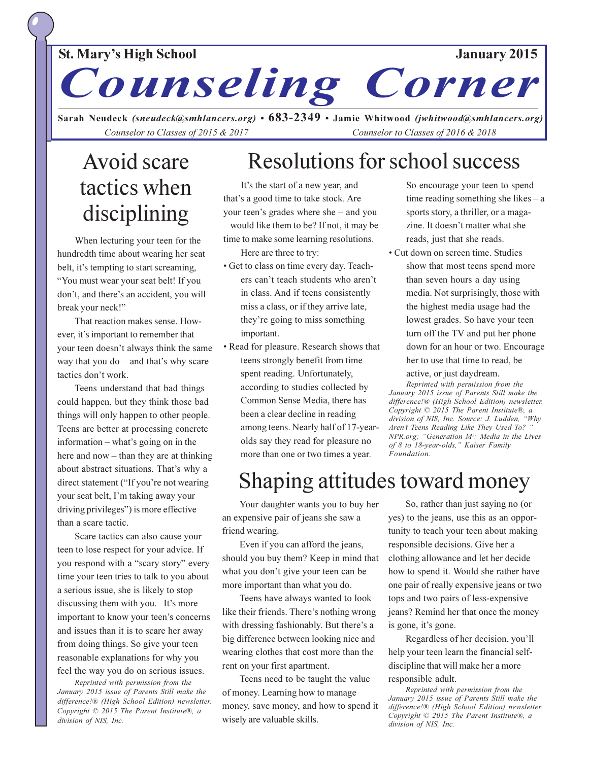St. Mary's High School | January 2015

# Counseling Corner

**Sarah Neudeck** *(sneudeck@smhlancers.org)* • **683-2349** • **Jamie Whitwood** *(jwhitwood@smhlancers.org)*

*Counselor to Classes of 2015 & 2017* | *Counselor to Classes of 2016 & 2018*

## Avoid scare tactics when disciplining

When lecturing your teen for the hundredth time about wearing her seat belt, it's tempting to start screaming, "You must wear your seat belt! If you don't, and there's an accident, you will break your neck!"

That reaction makes sense. However, it's important to remember that your teen doesn't always think the same way that you do – and that's why scare tactics don't work.

Teens understand that bad things could happen, but they think those bad things will only happen to other people. Teens are better at processing concrete information – what's going on in the here and now – than they are at thinking about abstract situations. That's why a direct statement ("If you're not wearing your seat belt, I'm taking away your driving privileges") is more effective than a scare tactic.

Scare tactics can also cause your teen to lose respect for your advice. If you respond with a "scary story" every time your teen tries to talk to you about a serious issue, she is likely to stop discussing them with you. It's more important to know your teen's concerns and issues than it is to scare her away from doing things. So give your teen reasonable explanations for why you feel the way you do on serious issues.

*Reprinted with permission from the January 2015 issue of Parents Still make the difference!® (High School Edition) newsletter. Copyright © 2015 The Parent Institute®, a division of NIS, Inc.*

## Resolutions for school success

It's the start of a new year, and that's a good time to take stock. Are your teen's grades where she – and you – would like them to be? If not, it may be time to make some learning resolutions.

Here are three to try:

- Get to class on time every day. Teachers can't teach students who aren't in class. And if teens consistently miss a class, or if they arrive late, they're going to miss something important.
- Read for pleasure. Research shows that teens strongly benefit from time spent reading. Unfortunately, according to studies collected by Common Sense Media, there has been a clear decline in reading among teens. Nearly half of 17-year-olds say they read for pleasure no more than one or two times a year. So encourage your teen to spend time reading something she likes – a sports story, a thriller, or a magazine. It doesn't matter what she reads, just that she reads.
- Cut down on screen time. Studies show that most teens spend more than seven hours a day using media. Not surprisingly, those with the highest media usage had the lowest grades. So have your teen turn off the TV and put her phone down for an hour or two. Encourage her to use that time to read, be active, or just daydream.

*Reprinted with permission from the January 2015 issue of Parents Still make the difference!® (High School Edition) newsletter. Copyright © 2015 The Parent Institute®, a division of NIS, Inc. Source: J. Ludden, "Why Aren't Teens Reading Like They Used To?" NPR.org; "Generation M²: Media in the Lives of 8 to 18-year-olds," Kaiser Family Foundation.*

## Shaping attitudes toward money

Your daughter wants you to buy her an expensive pair of jeans she saw a friend wearing.

Even if you can afford the jeans, should you buy them? Keep in mind that what you don't give your teen can be more important than what you do.

Teens have always wanted to look like their friends. There's nothing wrong with dressing fashionably. But there's a big difference between looking nice and wearing clothes that cost more than the rent on your first apartment.

Teens need to be taught the value of money. Learning how to manage money, save money, and how to spend it wisely are valuable skills.

So, rather than just saying no (or yes) to the jeans, use this as an opportunity to teach your teen about making responsible decisions. Give her a clothing allowance and let her decide how to spend it. Would she rather have one pair of really expensive jeans or two tops and two pairs of less-expensive jeans? Remind her that once the money is gone, it's gone.

Regardless of her decision, you'll help your teen learn the financial self-discipline that will make her a more responsible adult.

*Reprinted with permission from the January 2015 issue of Parents Still make the difference!® (High School Edition) newsletter. Copyright © 2015 The Parent Institute®, a division of NIS, Inc.*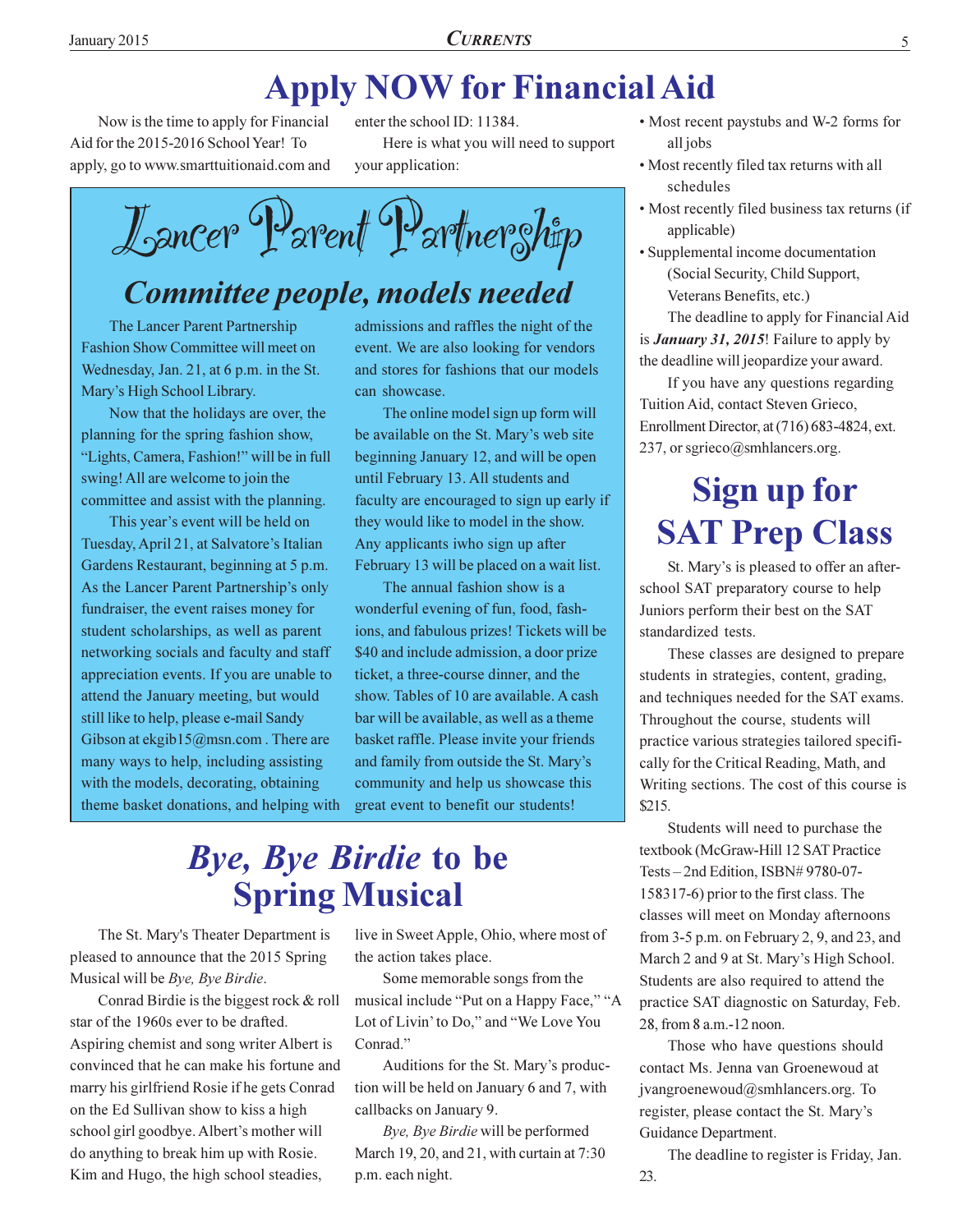# Apply NOW for Financial Aid

Now is the time to apply for Financial Aid for the 2015-2016 School Year! To apply, go to www.smarttuitionaid.com and enter the school ID: 11384.

Here is what you will need to support your application:

- Most recent paystubs and W-2 forms for all jobs
- Most recently filed tax returns with all schedules
- Most recently filed business tax returns (if applicable)
- Supplemental income documentation (Social Security, Child Support, Veterans Benefits, etc.)

The deadline to apply for Financial Aid is ***January 31, 2015***! Failure to apply by the deadline will jeopardize your award.

If you have any questions regarding Tuition Aid, contact Steven Grieco, Enrollment Director, at (716) 683-4824, ext. 237, or sgrieco@smhlancers.org.

# Lancer Parent Partnership

## *Committee people, models needed*

The Lancer Parent Partnership Fashion Show Committee will meet on Wednesday, Jan. 21, at 6 p.m. in the St. Mary's High School Library.

Now that the holidays are over, the planning for the spring fashion show, "Lights, Camera, Fashion!" will be in full swing! All are welcome to join the committee and assist with the planning.

This year's event will be held on Tuesday, April 21, at Salvatore's Italian Gardens Restaurant, beginning at 5 p.m. As the Lancer Parent Partnership's only fundraiser, the event raises money for student scholarships, as well as parent networking socials and faculty and staff appreciation events. If you are unable to attend the January meeting, but would still like to help, please e-mail Sandy Gibson at ekgib15@msn.com . There are many ways to help, including assisting with the models, decorating, obtaining theme basket donations, and helping with admissions and raffles the night of the event. We are also looking for vendors and stores for fashions that our models can showcase.

The online model sign up form will be available on the St. Mary's web site beginning January 12, and will be open until February 13. All students and faculty are encouraged to sign up early if they would like to model in the show. Any applicants iwho sign up after February 13 will be placed on a wait list.

The annual fashion show is a wonderful evening of fun, food, fashions, and fabulous prizes! Tickets will be $40 and include admission, a door prize ticket, a three-course dinner, and the show. Tables of 10 are available. A cash bar will be available, as well as a theme basket raffle. Please invite your friends and family from outside the St. Mary's community and help us showcase this great event to benefit our students!

# *Bye, Bye Birdie* to be Spring Musical

The St. Mary's Theater Department is pleased to announce that the 2015 Spring Musical will be *Bye, Bye Birdie*.

Conrad Birdie is the biggest rock & roll star of the 1960s ever to be drafted. Aspiring chemist and song writer Albert is convinced that he can make his fortune and marry his girlfriend Rosie if he gets Conrad on the Ed Sullivan show to kiss a high school girl goodbye. Albert's mother will do anything to break him up with Rosie. Kim and Hugo, the high school steadies, live in Sweet Apple, Ohio, where most of the action takes place.

Some memorable songs from the musical include "Put on a Happy Face," "A Lot of Livin' to Do," and "We Love You Conrad."

Auditions for the St. Mary's production will be held on January 6 and 7, with callbacks on January 9.

*Bye, Bye Birdie* will be performed March 19, 20, and 21, with curtain at 7:30 p.m. each night.

# Sign up for SAT Prep Class

St. Mary's is pleased to offer an after-school SAT preparatory course to help Juniors perform their best on the SAT standardized tests.

These classes are designed to prepare students in strategies, content, grading, and techniques needed for the SAT exams. Throughout the course, students will practice various strategies tailored specifically for the Critical Reading, Math, and Writing sections. The cost of this course is $215.

Students will need to purchase the textbook (McGraw-Hill 12 SAT Practice Tests – 2nd Edition, ISBN# 9780-07-158317-6) prior to the first class. The classes will meet on Monday afternoons from 3-5 p.m. on February 2, 9, and 23, and March 2 and 9 at St. Mary's High School. Students are also required to attend the practice SAT diagnostic on Saturday, Feb. 28, from 8 a.m.-12 noon.

Those who have questions should contact Ms. Jenna van Groenewoud at jvangroenewoud@smhlancers.org. To register, please contact the St. Mary's Guidance Department.

The deadline to register is Friday, Jan. 23.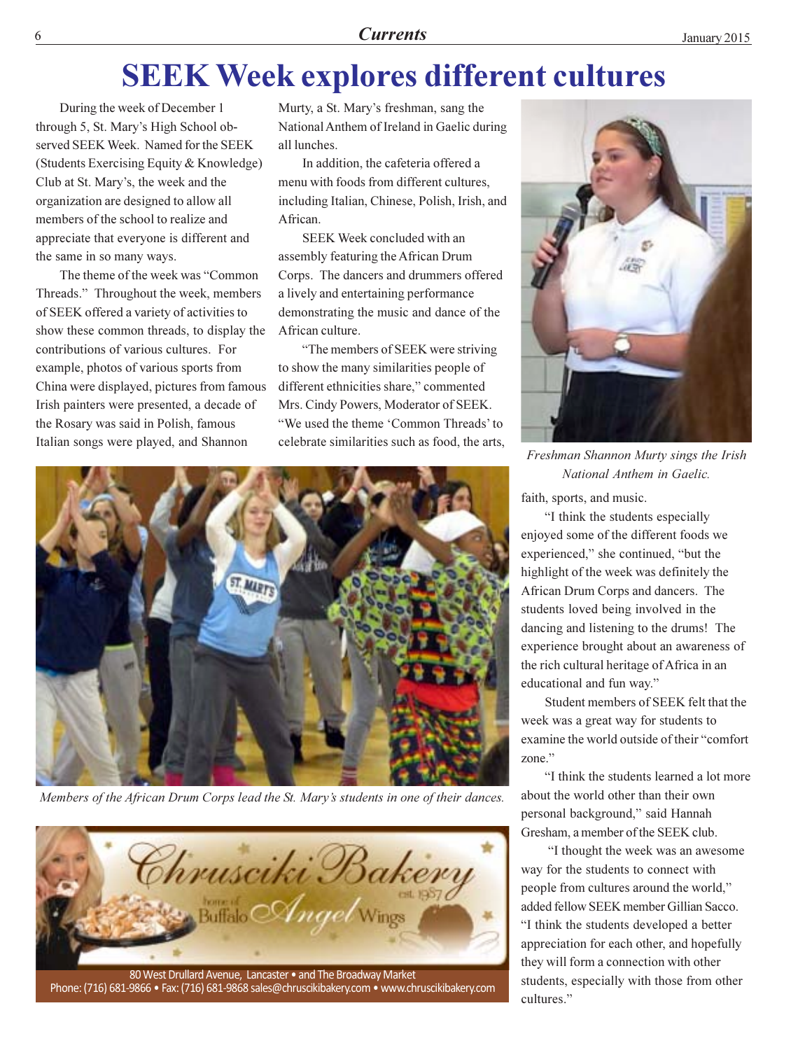# SEEK Week explores different cultures

During the week of December 1 through 5, St. Mary's High School observed SEEK Week. Named for the SEEK (Students Exercising Equity & Knowledge) Club at St. Mary's, the week and the organization are designed to allow all members of the school to realize and appreciate that everyone is different and the same in so many ways.

The theme of the week was "Common Threads." Throughout the week, members of SEEK offered a variety of activities to show these common threads, to display the contributions of various cultures. For example, photos of various sports from China were displayed, pictures from famous Irish painters were presented, a decade of the Rosary was said in Polish, famous Italian songs were played, and Shannon Murty, a St. Mary's freshman, sang the National Anthem of Ireland in Gaelic during all lunches.

In addition, the cafeteria offered a menu with foods from different cultures, including Italian, Chinese, Polish, Irish, and African.

SEEK Week concluded with an assembly featuring the African Drum Corps. The dancers and drummers offered a lively and entertaining performance demonstrating the music and dance of the African culture.

"The members of SEEK were striving to show the many similarities people of different ethnicities share," commented Mrs. Cindy Powers, Moderator of SEEK. "We used the theme 'Common Threads' to celebrate similarities such as food, the arts, faith, sports, and music.

*Freshman Shannon Murty sings the Irish National Anthem in Gaelic.*

*Members of the African Drum Corps lead the St. Mary's students in one of their dances.*

"I think the students especially enjoyed some of the different foods we experienced," she continued, "but the highlight of the week was definitely the African Drum Corps and dancers. The students loved being involved in the dancing and listening to the drums! The experience brought about an awareness of the rich cultural heritage of Africa in an educational and fun way."

Student members of SEEK felt that the week was a great way for students to examine the world outside of their "comfort zone."

"I think the students learned a lot more about the world other than their own personal background," said Hannah Gresham, a member of the SEEK club.

"I thought the week was an awesome way for the students to connect with people from cultures around the world," added fellow SEEK member Gillian Sacco. "I think the students developed a better appreciation for each other, and hopefully they will form a connection with other students, especially with those from other cultures."

Chrusciki Bakery
home of Buffalo Angel Wings
est. 1987

80 West Drullard Avenue, Lancaster • and The Broadway Market
Phone: (716) 681-9866 • Fax: (716) 681-9868 sales@chruscikibakery.com • www.chruscikibakery.com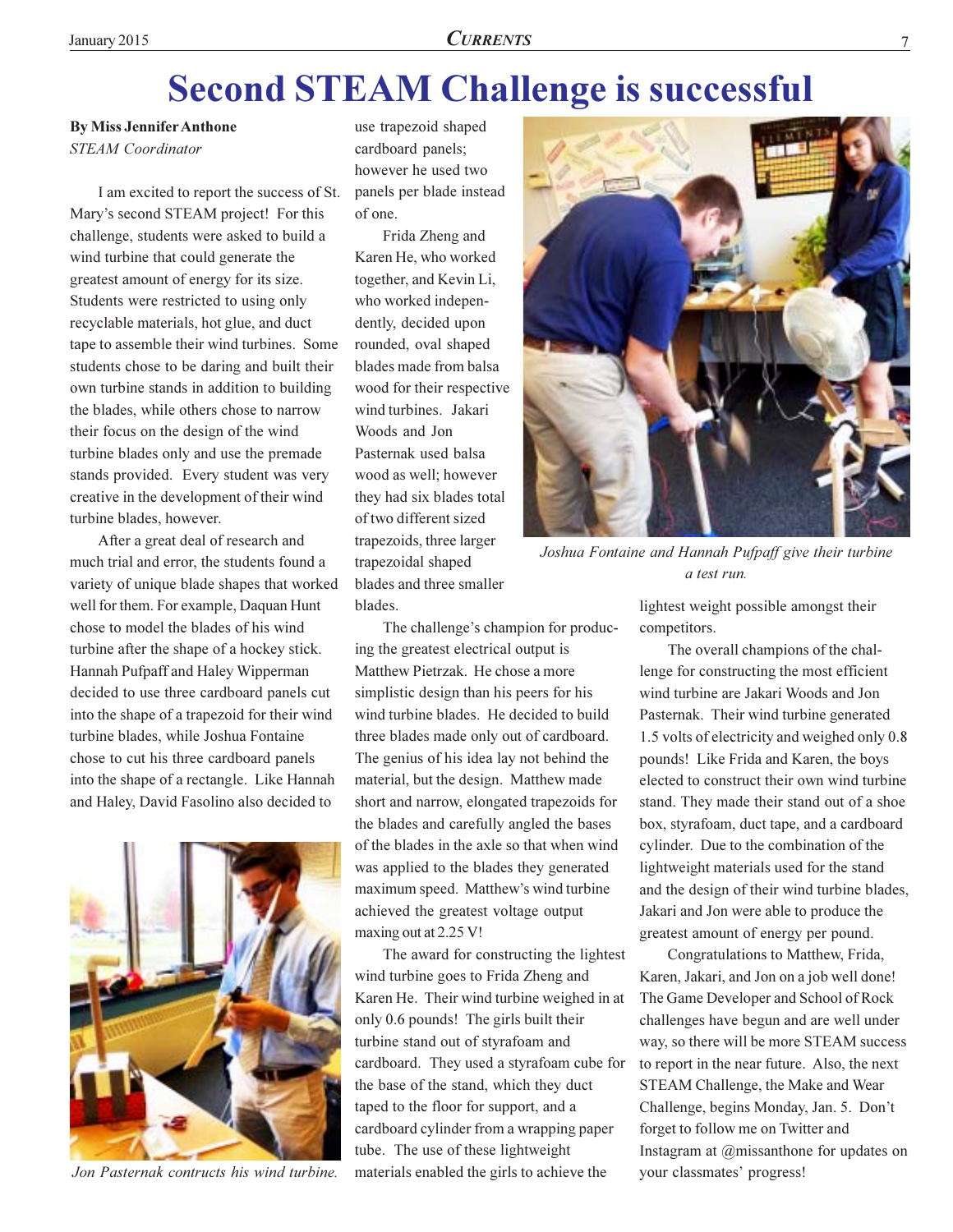# Second STEAM Challenge is successful

**By Miss Jennifer Anthone**
*STEAM Coordinator*

I am excited to report the success of St. Mary's second STEAM project! For this challenge, students were asked to build a wind turbine that could generate the greatest amount of energy for its size. Students were restricted to using only recyclable materials, hot glue, and duct tape to assemble their wind turbines. Some students chose to be daring and built their own turbine stands in addition to building the blades, while others chose to narrow their focus on the design of the wind turbine blades only and use the premade stands provided. Every student was very creative in the development of their wind turbine blades, however.

After a great deal of research and much trial and error, the students found a variety of unique blade shapes that worked well for them. For example, Daquan Hunt chose to model the blades of his wind turbine after the shape of a hockey stick. Hannah Pufpaff and Haley Wipperman decided to use three cardboard panels cut into the shape of a trapezoid for their wind turbine blades, while Joshua Fontaine chose to cut his three cardboard panels into the shape of a rectangle. Like Hannah and Haley, David Fasolino also decided to use trapezoid shaped cardboard panels; however he used two panels per blade instead of one.

*Jon Pasternak contructs his wind turbine.*

Frida Zheng and Karen He, who worked together, and Kevin Li, who worked independently, decided upon rounded, oval shaped blades made from balsa wood for their respective wind turbines. Jakari Woods and Jon Pasternak used balsa wood as well; however they had six blades total of two different sized trapezoids, three larger trapezoidal shaped blades and three smaller blades.

The challenge's champion for producing the greatest electrical output is Matthew Pietrzak. He chose a more simplistic design than his peers for his wind turbine blades. He decided to build three blades made only out of cardboard. The genius of his idea lay not behind the material, but the design. Matthew made short and narrow, elongated trapezoids for the blades and carefully angled the bases of the blades in the axle so that when wind was applied to the blades they generated maximum speed. Matthew's wind turbine achieved the greatest voltage output maxing out at 2.25 V!

The award for constructing the lightest wind turbine goes to Frida Zheng and Karen He. Their wind turbine weighed in at only 0.6 pounds! The girls built their turbine stand out of styrafoam and cardboard. They used a styrafoam cube for the base of the stand, which they duct taped to the floor for support, and a cardboard cylinder from a wrapping paper tube. The use of these lightweight materials enabled the girls to achieve the lightest weight possible amongst their competitors.

*Joshua Fontaine and Hannah Pufpaff give their turbine a test run.*

The overall champions of the challenge for constructing the most efficient wind turbine are Jakari Woods and Jon Pasternak. Their wind turbine generated 1.5 volts of electricity and weighed only 0.8 pounds! Like Frida and Karen, the boys elected to construct their own wind turbine stand. They made their stand out of a shoe box, styrafoam, duct tape, and a cardboard cylinder. Due to the combination of the lightweight materials used for the stand and the design of their wind turbine blades, Jakari and Jon were able to produce the greatest amount of energy per pound.

Congratulations to Matthew, Frida, Karen, Jakari, and Jon on a job well done! The Game Developer and School of Rock challenges have begun and are well under way, so there will be more STEAM success to report in the near future. Also, the next STEAM Challenge, the Make and Wear Challenge, begins Monday, Jan. 5. Don't forget to follow me on Twitter and Instagram at @missanthone for updates on your classmates' progress!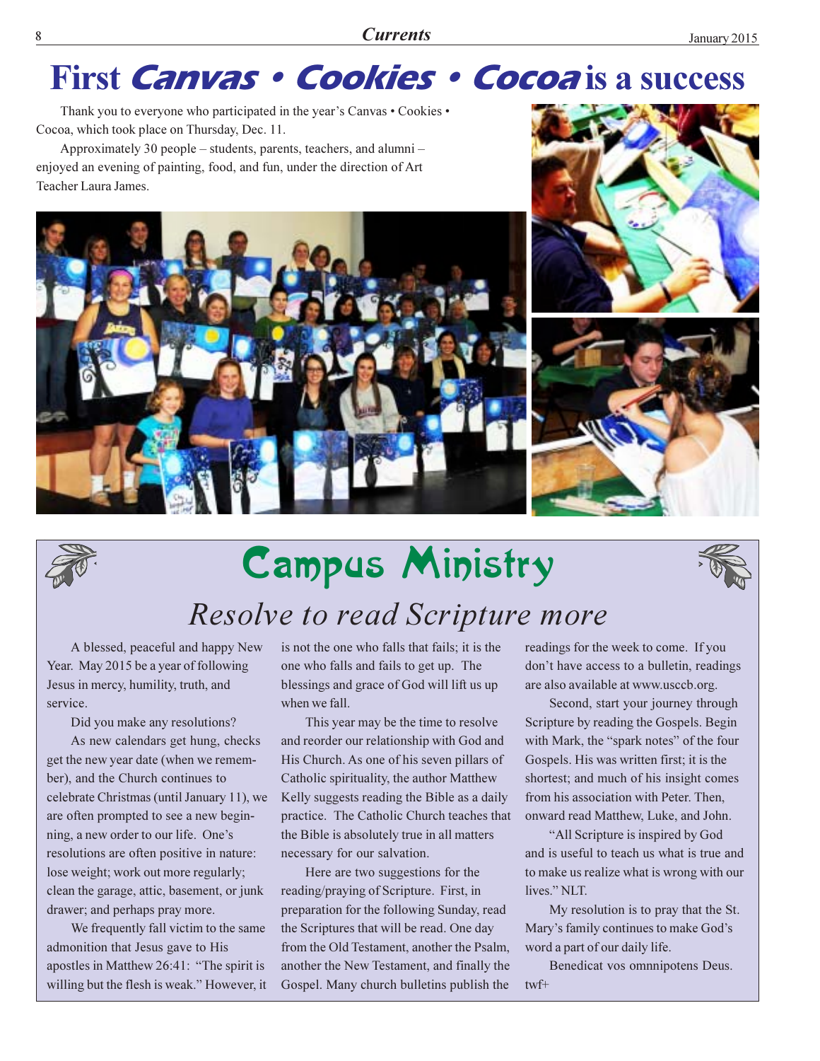# First *Canvas • Cookies • Cocoa* is a success

Thank you to everyone who participated in the year's Canvas • Cookies • Cocoa, which took place on Thursday, Dec. 11.

Approximately 30 people – students, parents, teachers, and alumni – enjoyed an evening of painting, food, and fun, under the direction of Art Teacher Laura James.

# Campus Ministry

## *Resolve to read Scripture more*

A blessed, peaceful and happy New Year. May 2015 be a year of following Jesus in mercy, humility, truth, and service.

Did you make any resolutions?

As new calendars get hung, checks get the new year date (when we remember), and the Church continues to celebrate Christmas (until January 11), we are often prompted to see a new beginning, a new order to our life. One's resolutions are often positive in nature: lose weight; work out more regularly; clean the garage, attic, basement, or junk drawer; and perhaps pray more.

We frequently fall victim to the same admonition that Jesus gave to His apostles in Matthew 26:41: "The spirit is willing but the flesh is weak." However, it is not the one who falls that fails; it is the one who falls and fails to get up. The blessings and grace of God will lift us up when we fall.

This year may be the time to resolve and reorder our relationship with God and His Church. As one of his seven pillars of Catholic spirituality, the author Matthew Kelly suggests reading the Bible as a daily practice. The Catholic Church teaches that the Bible is absolutely true in all matters necessary for our salvation.

Here are two suggestions for the reading/praying of Scripture. First, in preparation for the following Sunday, read the Scriptures that will be read. One day from the Old Testament, another the Psalm, another the New Testament, and finally the Gospel. Many church bulletins publish the readings for the week to come. If you don't have access to a bulletin, readings are also available at www.usccb.org.

Second, start your journey through Scripture by reading the Gospels. Begin with Mark, the "spark notes" of the four Gospels. His was written first; it is the shortest; and much of his insight comes from his association with Peter. Then, onward read Matthew, Luke, and John.

"All Scripture is inspired by God and is useful to teach us what is true and to make us realize what is wrong with our lives." NLT.

My resolution is to pray that the St. Mary's family continues to make God's word a part of our daily life.

Benedicat vos omnnipotens Deus.

twf+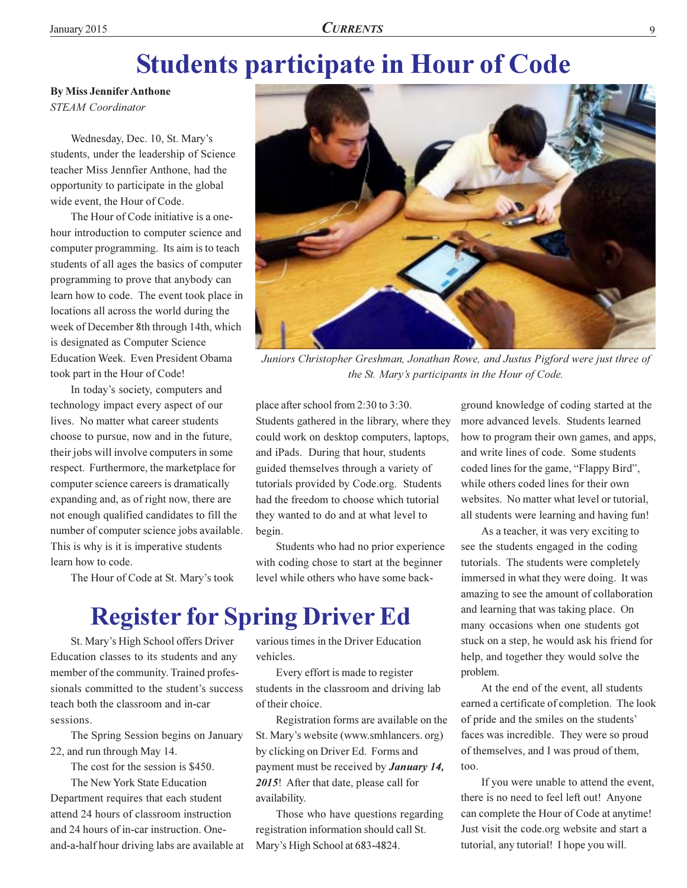# Students participate in Hour of Code

**By Miss Jennifer Anthone**
*STEAM Coordinator*

Wednesday, Dec. 10, St. Mary's students, under the leadership of Science teacher Miss Jennfier Anthone, had the opportunity to participate in the global wide event, the Hour of Code.

The Hour of Code initiative is a one-hour introduction to computer science and computer programming. Its aim is to teach students of all ages the basics of computer programming to prove that anybody can learn how to code. The event took place in locations all across the world during the week of December 8th through 14th, which is designated as Computer Science Education Week. Even President Obama took part in the Hour of Code!

In today's society, computers and technology impact every aspect of our lives. No matter what career students choose to pursue, now and in the future, their jobs will involve computers in some respect. Furthermore, the marketplace for computer science careers is dramatically expanding and, as of right now, there are not enough qualified candidates to fill the number of computer science jobs available. This is why is it is imperative students learn how to code.

*Juniors Christopher Greshman, Jonathan Rowe, and Justus Pigford were just three of the St. Mary's participants in the Hour of Code.*

The Hour of Code at St. Mary's took place after school from 2:30 to 3:30. Students gathered in the library, where they could work on desktop computers, laptops, and iPads. During that hour, students guided themselves through a variety of tutorials provided by Code.org. Students had the freedom to choose which tutorial they wanted to do and at what level to begin.

Students who had no prior experience with coding chose to start at the beginner level while others who have some background knowledge of coding started at the more advanced levels. Students learned how to program their own games, and apps, and write lines of code. Some students coded lines for the game, "Flappy Bird", while others coded lines for their own websites. No matter what level or tutorial, all students were learning and having fun!

As a teacher, it was very exciting to see the students engaged in the coding tutorials. The students were completely immersed in what they were doing. It was amazing to see the amount of collaboration and learning that was taking place. On many occasions when one students got stuck on a step, he would ask his friend for help, and together they would solve the problem.

At the end of the event, all students earned a certificate of completion. The look of pride and the smiles on the students' faces was incredible. They were so proud of themselves, and I was proud of them, too.

If you were unable to attend the event, there is no need to feel left out! Anyone can complete the Hour of Code at anytime! Just visit the code.org website and start a tutorial, any tutorial! I hope you will.

# Register for Spring Driver Ed

St. Mary's High School offers Driver Education classes to its students and any member of the community. Trained professionals committed to the student's success teach both the classroom and in-car sessions.

The Spring Session begins on January 22, and run through May 14.

The cost for the session is $450.

The New York State Education Department requires that each student attend 24 hours of classroom instruction and 24 hours of in-car instruction. One-and-a-half hour driving labs are available at various times in the Driver Education vehicles.

Every effort is made to register students in the classroom and driving lab of their choice.

Registration forms are available on the St. Mary's website (www.smhlancers. org) by clicking on Driver Ed. Forms and payment must be received by ***January 14, 2015***! After that date, please call for availability.

Those who have questions regarding registration information should call St. Mary's High School at 683-4824.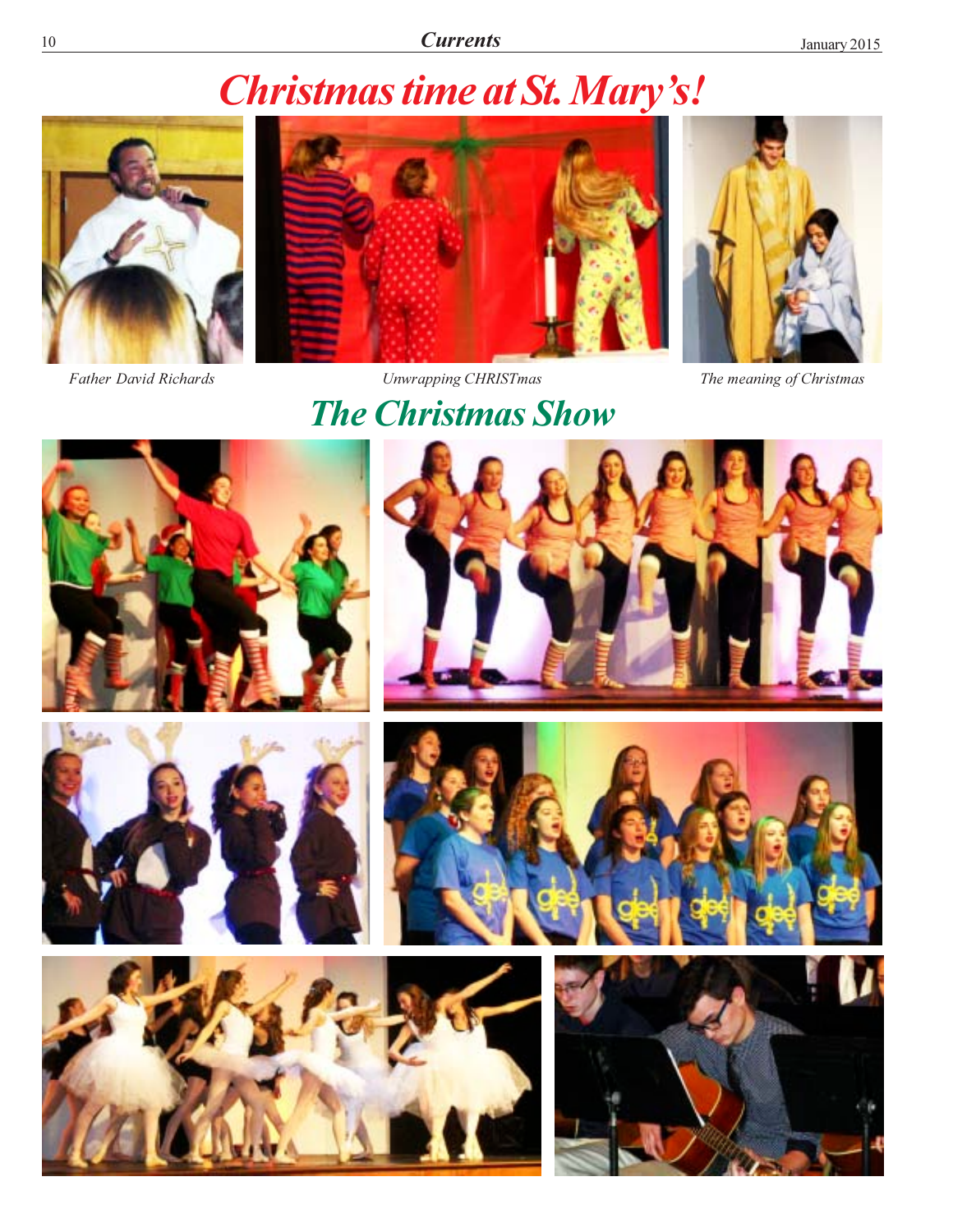# Christmas time at St. Mary's!

*Father David Richards*

*Unwrapping CHRISTmas*

*The meaning of Christmas*

## The Christmas Show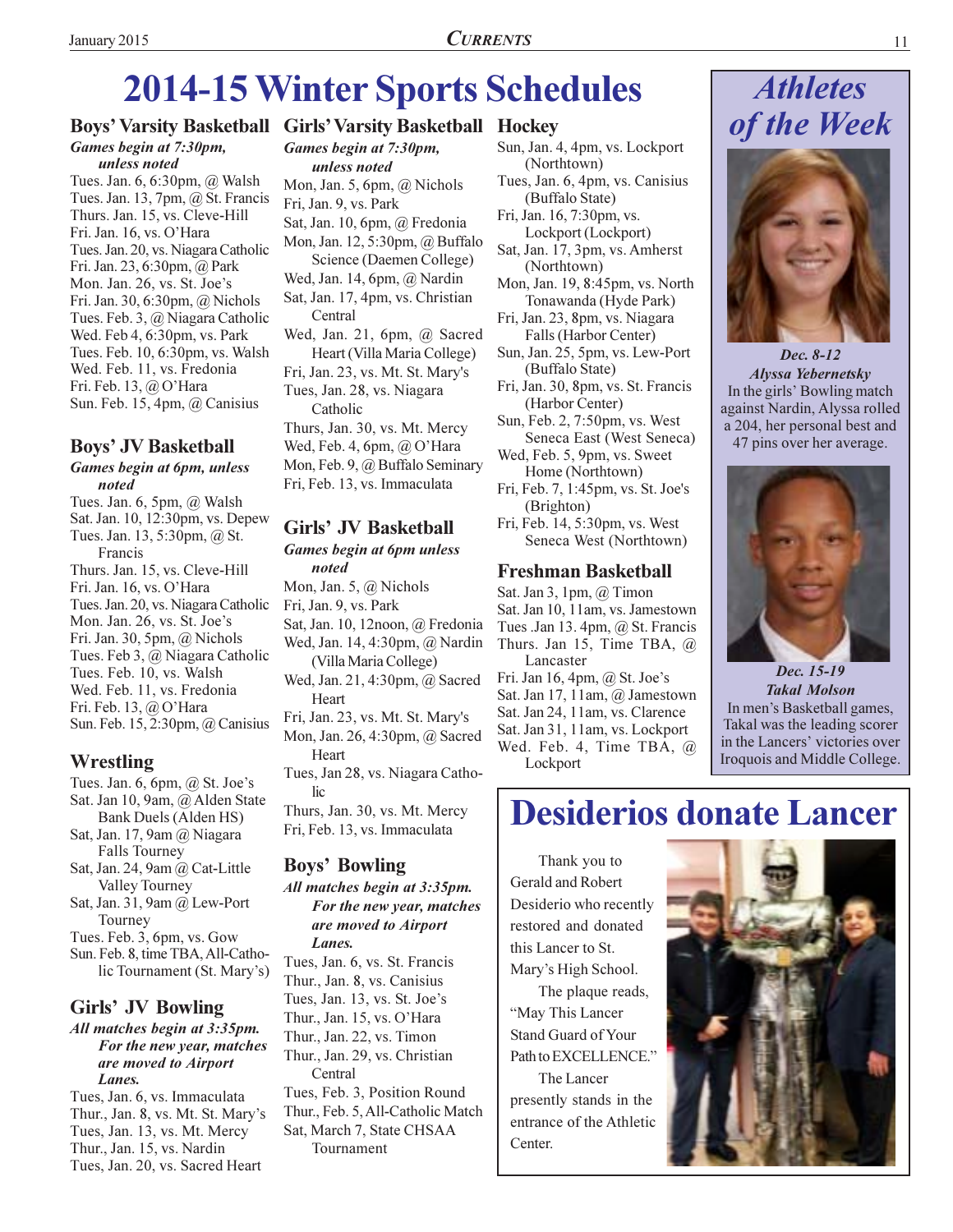# 2014-15 Winter Sports Schedules

## Boys' Varsity Basketball

***Games begin at 7:30pm, unless noted***

Tues. Jan. 6, 6:30pm, @ Walsh
Tues. Jan. 13, 7pm, @ St. Francis
Thurs. Jan. 15, vs. Cleve-Hill
Fri. Jan. 16, vs. O'Hara
Tues. Jan. 20, vs. Niagara Catholic
Fri. Jan. 23, 6:30pm, @ Park
Mon. Jan. 26, vs. St. Joe's
Fri. Jan. 30, 6:30pm, @ Nichols
Tues. Feb. 3, @ Niagara Catholic
Wed. Feb 4, 6:30pm, vs. Park
Tues. Feb. 10, 6:30pm, vs. Walsh
Wed. Feb. 11, vs. Fredonia
Fri. Feb. 13, @ O'Hara
Sun. Feb. 15, 4pm, @ Canisius

## Boys' JV Basketball

***Games begin at 6pm, unless noted***

Tues. Jan. 6, 5pm, @ Walsh
Sat. Jan. 10, 12:30pm, vs. Depew
Tues. Jan. 13, 5:30pm, @ St. Francis
Thurs. Jan. 15, vs. Cleve-Hill
Fri. Jan. 16, vs. O'Hara
Tues. Jan. 20, vs. Niagara Catholic
Mon. Jan. 26, vs. St. Joe's
Fri. Jan. 30, 5pm, @ Nichols
Tues. Feb 3, @ Niagara Catholic
Tues. Feb. 10, vs. Walsh
Wed. Feb. 11, vs. Fredonia
Fri. Feb. 13, @ O'Hara
Sun. Feb. 15, 2:30pm, @ Canisius

## Wrestling

Tues. Jan. 6, 6pm, @ St. Joe's
Sat. Jan 10, 9am, @ Alden State Bank Duels (Alden HS)
Sat, Jan. 17, 9am @ Niagara Falls Tourney
Sat, Jan. 24, 9am @ Cat-Little Valley Tourney
Sat, Jan. 31, 9am @ Lew-Port Tourney
Tues. Feb. 3, 6pm, vs. Gow
Sun. Feb. 8, time TBA, All-Catholic Tournament (St. Mary's)

## Girls' JV Bowling

***All matches begin at 3:35pm. For the new year, matches are moved to Airport Lanes.***

Tues, Jan. 6, vs. Immaculata
Thur., Jan. 8, vs. Mt. St. Mary's
Tues, Jan. 13, vs. Mt. Mercy
Thur., Jan. 15, vs. Nardin
Tues, Jan. 20, vs. Sacred Heart

## Girls' Varsity Basketball

***Games begin at 7:30pm, unless noted***

Mon, Jan. 5, 6pm, @ Nichols
Fri, Jan. 9, vs. Park
Sat, Jan. 10, 6pm, @ Fredonia
Mon, Jan. 12, 5:30pm, @ Buffalo Science (Daemen College)
Wed, Jan. 14, 6pm, @ Nardin
Sat, Jan. 17, 4pm, vs. Christian Central
Wed, Jan. 21, 6pm, @ Sacred Heart (Villa Maria College)
Fri, Jan. 23, vs. Mt. St. Mary's
Tues, Jan. 28, vs. Niagara Catholic
Thurs, Jan. 30, vs. Mt. Mercy
Wed, Feb. 4, 6pm, @ O'Hara
Mon, Feb. 9, @ Buffalo Seminary
Fri, Feb. 13, vs. Immaculata

## Girls' JV Basketball

***Games begin at 6pm unless noted***

Mon, Jan. 5, @ Nichols
Fri, Jan. 9, vs. Park
Sat, Jan. 10, 12noon, @ Fredonia
Wed, Jan. 14, 4:30pm, @ Nardin (Villa Maria College)
Wed, Jan. 21, 4:30pm, @ Sacred Heart
Fri, Jan. 23, vs. Mt. St. Mary's
Mon, Jan. 26, 4:30pm, @ Sacred Heart
Tues, Jan 28, vs. Niagara Catholic
Thurs, Jan. 30, vs. Mt. Mercy
Fri, Feb. 13, vs. Immaculata

## Boys' Bowling

***All matches begin at 3:35pm. For the new year, matches are moved to Airport Lanes.***

Tues, Jan. 6, vs. St. Francis
Thur., Jan. 8, vs. Canisius
Tues, Jan. 13, vs. St. Joe's
Thur., Jan. 15, vs. O'Hara
Thur., Jan. 22, vs. Timon
Thur., Jan. 29, vs. Christian Central
Tues, Feb. 3, Position Round
Thur., Feb. 5, All-Catholic Match
Sat, March 7, State CHSAA Tournament

## Hockey

Sun, Jan. 4, 4pm, vs. Lockport (Northtown)
Tues, Jan. 6, 4pm, vs. Canisius (Buffalo State)
Fri, Jan. 16, 7:30pm, vs. Lockport (Lockport)
Sat, Jan. 17, 3pm, vs. Amherst (Northtown)
Mon, Jan. 19, 8:45pm, vs. North Tonawanda (Hyde Park)
Fri, Jan. 23, 8pm, vs. Niagara Falls (Harbor Center)
Sun, Jan. 25, 5pm, vs. Lew-Port (Buffalo State)
Fri, Jan. 30, 8pm, vs. St. Francis (Harbor Center)
Sun, Feb. 2, 7:50pm, vs. West Seneca East (West Seneca)
Wed, Feb. 5, 9pm, vs. Sweet Home (Northtown)
Fri, Feb. 7, 1:45pm, vs. St. Joe's (Brighton)
Fri, Feb. 14, 5:30pm, vs. West Seneca West (Northtown)

## Freshman Basketball

Sat. Jan 3, 1pm, @ Timon
Sat. Jan 10, 11am, vs. Jamestown
Tues .Jan 13. 4pm, @ St. Francis
Thurs. Jan 15, Time TBA, @ Lancaster
Fri. Jan 16, 4pm, @ St. Joe's
Sat. Jan 17, 11am, @ Jamestown
Sat. Jan 24, 11am, vs. Clarence
Sat. Jan 31, 11am, vs. Lockport
Wed. Feb. 4, Time TBA, @ Lockport

# *Athletes of the Week*

***Dec. 8-12***
***Alyssa Yebernetsky***
In the girls' Bowling match against Nardin, Alyssa rolled a 204, her personal best and 47 pins over her average.

***Dec. 15-19***
***Takal Molson***
In men's Basketball games, Takal was the leading scorer in the Lancers' victories over Iroquois and Middle College.

# Desiderios donate Lancer

Thank you to Gerald and Robert Desiderio who recently restored and donated this Lancer to St. Mary's High School.

The plaque reads, "May This Lancer Stand Guard of Your Path to EXCELLENCE."

The Lancer presently stands in the entrance of the Athletic Center.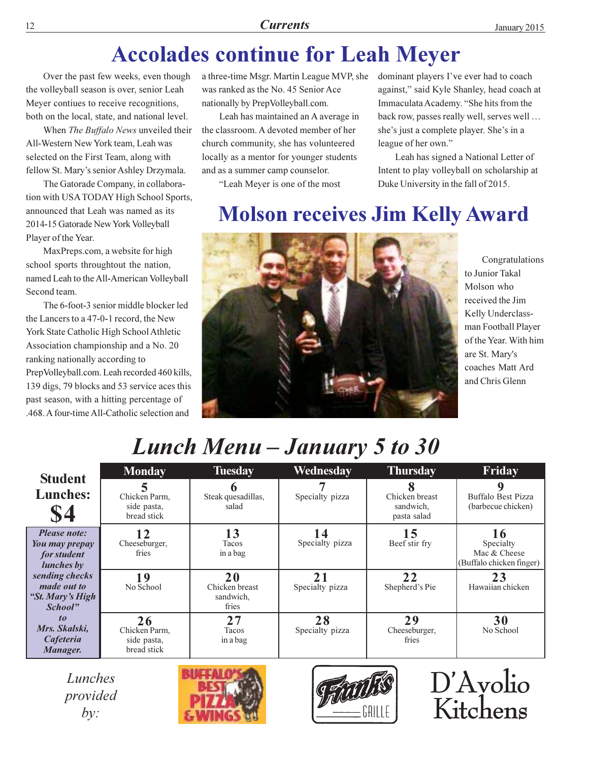# Accolades continue for Leah Meyer

Over the past few weeks, even though the volleyball season is over, senior Leah Meyer contiues to receive recognitions, both on the local, state, and national level.

When *The Buffalo News* unveiled their All-Western New York team, Leah was selected on the First Team, along with fellow St. Mary's senior Ashley Drzymala.

The Gatorade Company, in collaboration with USA TODAY High School Sports, announced that Leah was named as its 2014-15 Gatorade New York Volleyball Player of the Year.

MaxPreps.com, a website for high school sports throughtout the nation, named Leah to the All-American Volleyball Second team.

The 6-foot-3 senior middle blocker led the Lancers to a 47-0-1 record, the New York State Catholic High School Athletic Association championship and a No. 20 ranking nationally according to PrepVolleyball.com. Leah recorded 460 kills, 139 digs, 79 blocks and 53 service aces this past season, with a hitting percentage of .468. A four-time All-Catholic selection and a three-time Msgr. Martin League MVP, she was ranked as the No. 45 Senior Ace nationally by PrepVolleyball.com.

Leah has maintained an A average in the classroom. A devoted member of her church community, she has volunteered locally as a mentor for younger students and as a summer camp counselor.

"Leah Meyer is one of the most dominant players I've ever had to coach against," said Kyle Shanley, head coach at Immaculata Academy. "She hits from the back row, passes really well, serves well … she's just a complete player. She's in a league of her own."

Leah has signed a National Letter of Intent to play volleyball on scholarship at Duke University in the fall of 2015.

# Molson receives Jim Kelly Award

Congratulations to Junior Takal Molson who received the Jim Kelly Underclassman Football Player of the Year. With him are St. Mary's coaches Matt Ard and Chris Glenn

# *Lunch Menu – January 5 to 30*

**Student Lunches: $4**

***Please note: You may prepay for student lunches by sending checks made out to "St. Mary's High School" to Mrs. Skalski, Cafeteria Manager.***

| Monday | Tuesday | Wednesday | Thursday | Friday |
|---|---|---|---|---|
| **5** Chicken Parm, side pasta, bread stick | **6** Steak quesadillas, salad | **7** Specialty pizza | **8** Chicken breast sandwich, pasta salad | **9** Buffalo Best Pizza (barbecue chicken) |
| **12** Cheeseburger, fries | **13** Tacos in a bag | **14** Specialty pizza | **15** Beef stir fry | **16** Specialty Mac & Cheese (Buffalo chicken finger) |
| **19** No School | **20** Chicken breast sandwich, fries | **21** Specialty pizza | **22** Shepherd's Pie | **23** Hawaiian chicken |
| **26** Chicken Parm, side pasta, bread stick | **27** Tacos in a bag | **28** Specialty pizza | **29** Cheeseburger, fries | **30** No School |

*Lunches provided by:* Buffalo's Best Pizza & Wings, Frank's Grille, D'Avolio Kitchens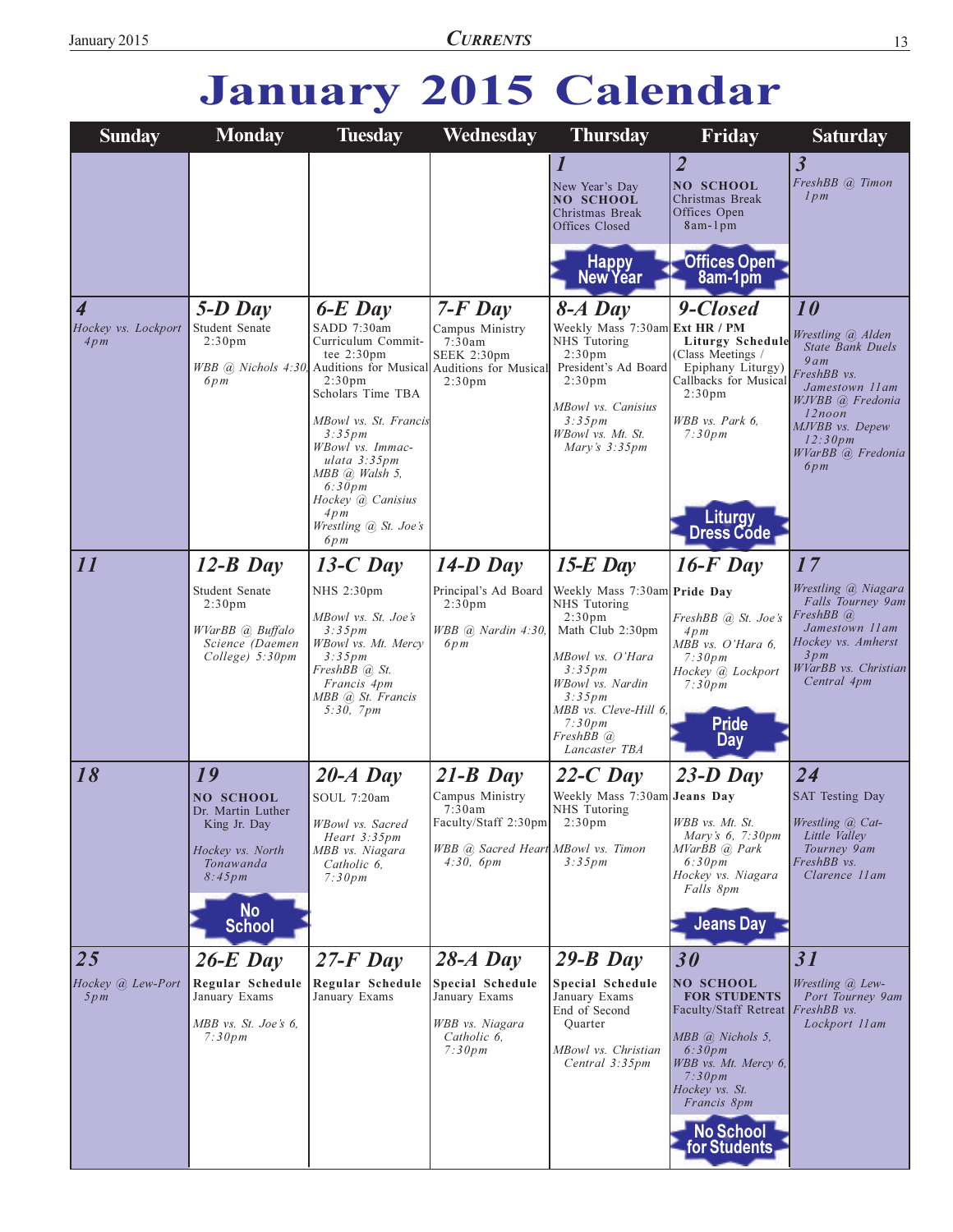# January 2015 Calendar

| Sunday | Monday | Tuesday | Wednesday | Thursday | Friday | Saturday |
|---|---|---|---|---|---|---|
| | | | | **1** New Year's Day **NO SCHOOL** Christmas Break Offices Closed — Happy New Year | **2** **NO SCHOOL** Christmas Break Offices Open 8am-1pm — Offices Open 8am-1pm | **3** *FreshBB @ Timon 1pm* |
| **4** *Hockey vs. Lockport 4pm* | **5-D Day** Student Senate 2:30pm *WBB @ Nichols 4:30, 6pm* | **6-E Day** SADD 7:30am Curriculum Committee 2:30pm Auditions for Musical 2:30pm Scholars Time TBA *MBowl vs. St. Francis 3:35pm* *WBowl vs. Immaculata 3:35pm* *MBB @ Walsh 5, 6:30pm* *Hockey @ Canisius 4pm* *Wrestling @ St. Joe's 6pm* | **7-F Day** Campus Ministry 7:30am SEEK 2:30pm Auditions for Musical 2:30pm | **8-A Day** Weekly Mass 7:30am NHS Tutoring 2:30pm President's Ad Board 2:30pm *MBowl vs. Canisius 3:35pm* *WBowl vs. Mt. St. Mary's 3:35pm* | **9-Closed** **Ext HR / PM Liturgy Schedule** (Class Meetings / Epiphany Liturgy) Callbacks for Musical 2:30pm *WBB vs. Park 6, 7:30pm* — Liturgy Dress Code | **10** *Wrestling @ Alden Falls Bank Duels 9am* *FreshBB vs. Jamestown 11am* *WJVBB @ Fredonia 12noon* *MJVBB vs. Depew 12:30pm* *WVarBB @ Fredonia 6pm* |
| **11** | **12-B Day** Student Senate 2:30pm *WVarBB @ Buffalo Science (Daemen College) 5:30pm* | **13-C Day** NHS 2:30pm *MBowl vs. St. Joe's 3:35pm* *WBowl vs. Mt. Mercy 3:35pm* *FreshBB @ St. Francis 4pm* *MBB @ St. Francis 5:30, 7pm* | **14-D Day** Principal's Ad Board 2:30pm *WBB @ Nardin 4:30, 6pm* | **15-E Day** Weekly Mass 7:30am NHS Tutoring 2:30pm Math Club 2:30pm *MBowl vs. O'Hara 3:35pm* *WBowl vs. Nardin 3:35pm* *MBB vs. Cleve-Hill 6, 7:30pm* *FreshBB @ Lancaster TBA* | **16-F Day** **Pride Day** *FreshBB @ St. Joe's 4pm* *MBB vs. O'Hara 6, 7:30pm* *Hockey @ Lockport 7:30pm* — Pride Day | **17** *Wrestling @ Niagara Falls Tourney 9am* *FreshBB @ Jamestown 11am* *Hockey vs. Amherst 3pm* *WVarBB vs. Christian Central 4pm* |
| **18** | **19** **NO SCHOOL** Dr. Martin Luther King Jr. Day *Hockey vs. North Tonawanda 8:45pm* — No School | **20-A Day** SOUL 7:20am *WBowl vs. Sacred Heart 3:35pm* *MBB vs. Niagara Catholic 6, 7:30pm* | **21-B Day** Campus Ministry 7:30am Faculty/Staff 2:30pm *WBB @ Sacred Heart 4:30, 6pm* | **22-C Day** Weekly Mass 7:30am NHS Tutoring 2:30pm *MBowl vs. Timon 3:35pm* | **23-D Day** **Jeans Day** *WBB vs. Mt. St. Mary's 6, 7:30pm* *MVarBB @ Park 6:30pm* *Hockey vs. Niagara Falls 8pm* — Jeans Day | **24** SAT Testing Day *Wrestling @ Cat-Little Valley Tourney 9am* *FreshBB vs. Clarence 11am* |
| **25** *Hockey @ Lew-Port 5pm* | **26-E Day** **Regular Schedule** January Exams *MBB vs. St. Joe's 6, 7:30pm* | **27-F Day** **Regular Schedule** January Exams | **28-A Day** **Special Schedule** January Exams *WBB vs. Niagara Catholic 6, 7:30pm* | **29-B Day** **Special Schedule** January Exams End of Second Quarter *MBowl vs. Christian Central 3:35pm* | **30** **NO SCHOOL FOR STUDENTS** Faculty/Staff Retreat *MBB @ Nichols 5, 6:30pm* *WBB vs. Mt. Mercy 6, 7:30pm* *Hockey vs. St. Francis 8pm* — No School for Students | **31** *Wrestling @ Lew-Port Tourney 9am* *FreshBB vs. Lockport 11am* |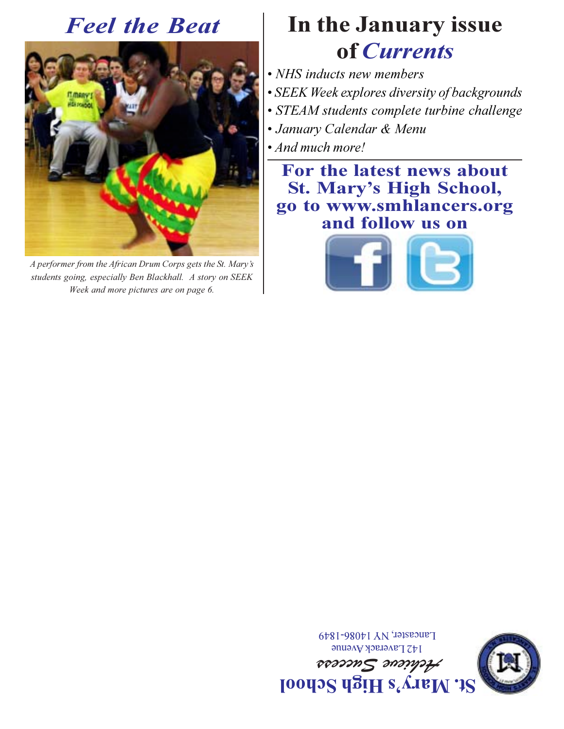# Feel the Beat

*A performer from the African Drum Corps gets the St. Mary's students going, especially Ben Blackhall. A story on SEEK Week and more pictures are on page 6.*

# In the January issue of *Currents*

- *NHS inducts new members*
- *SEEK Week explores diversity of backgrounds*
- *STEAM students complete turbine challenge*
- *January Calendar & Menu*
- *And much more!*

**For the latest news about St. Mary's High School, go to www.smhlancers.org and follow us on**

**St. Mary's High School**

*Achieve Success*

142 Laverack Avenue
Lancaster, NY 14086-1849